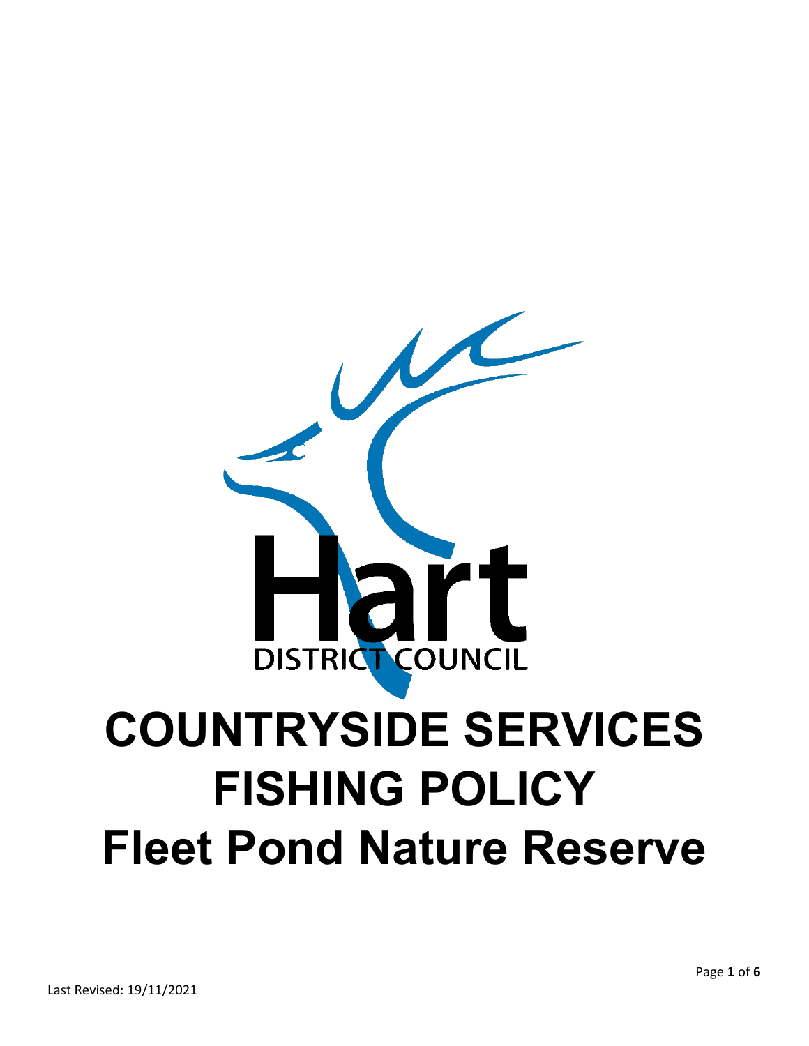Hart DISTRICT COUNCIL

# COUNTRYSIDE SERVICES FISHING POLICY Fleet Pond Nature Reserve

Last Revised: 19/11/2021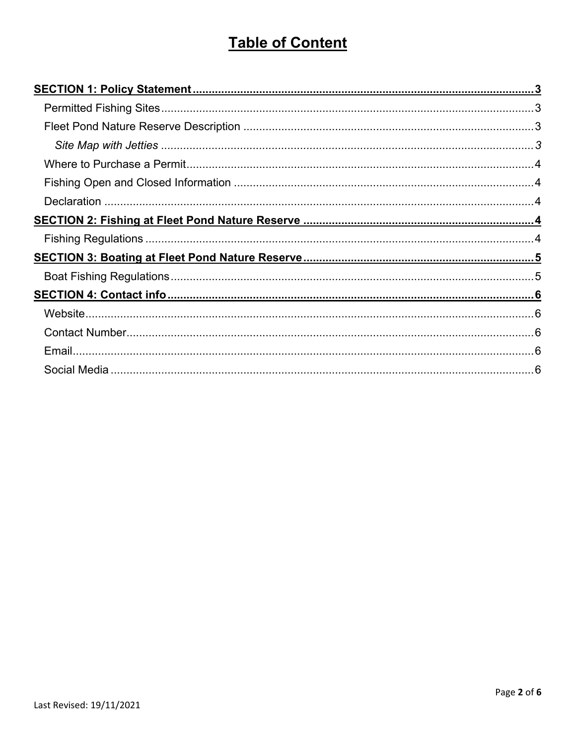# **Table of Content**

**SECTION 1: Policy Statement** .......... **3**

- Permitted Fishing Sites .......... 3
- Fleet Pond Nature Reserve Description .......... 3
    - *Site Map with Jetties* .......... *3*
- Where to Purchase a Permit .......... 4
- Fishing Open and Closed Information .......... 4
- Declaration .......... 4

**SECTION 2: Fishing at Fleet Pond Nature Reserve** .......... **4**

- Fishing Regulations .......... 4

**SECTION 3: Boating at Fleet Pond Nature Reserve** .......... **5**

- Boat Fishing Regulations .......... 5

**SECTION 4: Contact info** .......... **6**

- Website .......... 6
- Contact Number .......... 6
- Email .......... 6
- Social Media .......... 6

Last Revised: 19/11/2021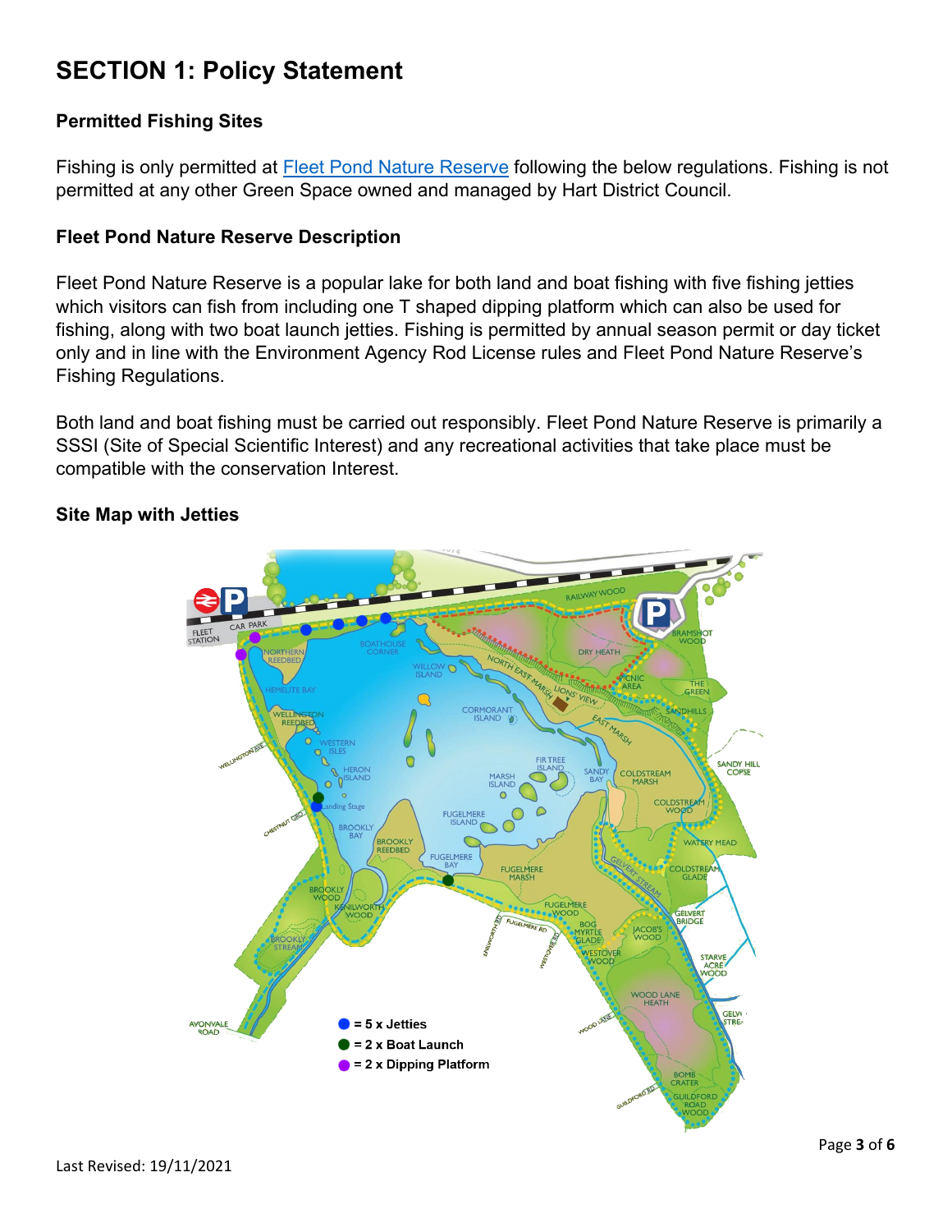# SECTION 1: Policy Statement

### Permitted Fishing Sites

Fishing is only permitted at [Fleet Pond Nature Reserve] following the below regulations. Fishing is not permitted at any other Green Space owned and managed by Hart District Council.

### Fleet Pond Nature Reserve Description

Fleet Pond Nature Reserve is a popular lake for both land and boat fishing with five fishing jetties which visitors can fish from including one T shaped dipping platform which can also be used for fishing, along with two boat launch jetties. Fishing is permitted by annual season permit or day ticket only and in line with the Environment Agency Rod License rules and Fleet Pond Nature Reserve's Fishing Regulations.

Both land and boat fishing must be carried out responsibly. Fleet Pond Nature Reserve is primarily a SSSI (Site of Special Scientific Interest) and any recreational activities that take place must be compatible with the conservation Interest.

### Site Map with Jetties

- = 5 x Jetties
- = 2 x Boat Launch
- = 2 x Dipping Platform

Last Revised: 19/11/2021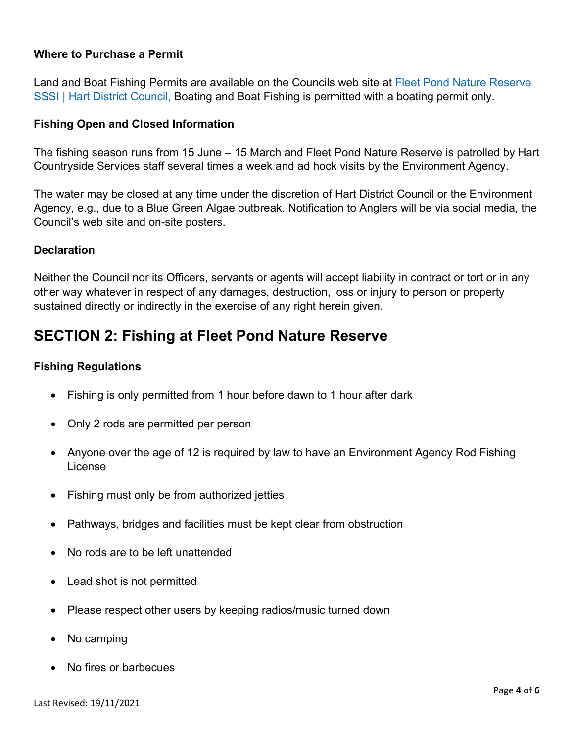**Where to Purchase a Permit**

Land and Boat Fishing Permits are available on the Councils web site at [Fleet Pond Nature Reserve SSSI | Hart District Council,](#) Boating and Boat Fishing is permitted with a boating permit only.

**Fishing Open and Closed Information**

The fishing season runs from 15 June – 15 March and Fleet Pond Nature Reserve is patrolled by Hart Countryside Services staff several times a week and ad hock visits by the Environment Agency.

The water may be closed at any time under the discretion of Hart District Council or the Environment Agency, e.g., due to a Blue Green Algae outbreak. Notification to Anglers will be via social media, the Council's web site and on-site posters.

**Declaration**

Neither the Council nor its Officers, servants or agents will accept liability in contract or tort or in any other way whatever in respect of any damages, destruction, loss or injury to person or property sustained directly or indirectly in the exercise of any right herein given.

## SECTION 2: Fishing at Fleet Pond Nature Reserve

**Fishing Regulations**

- Fishing is only permitted from 1 hour before dawn to 1 hour after dark
- Only 2 rods are permitted per person
- Anyone over the age of 12 is required by law to have an Environment Agency Rod Fishing License
- Fishing must only be from authorized jetties
- Pathways, bridges and facilities must be kept clear from obstruction
- No rods are to be left unattended
- Lead shot is not permitted
- Please respect other users by keeping radios/music turned down
- No camping
- No fires or barbecues

Last Revised: 19/11/2021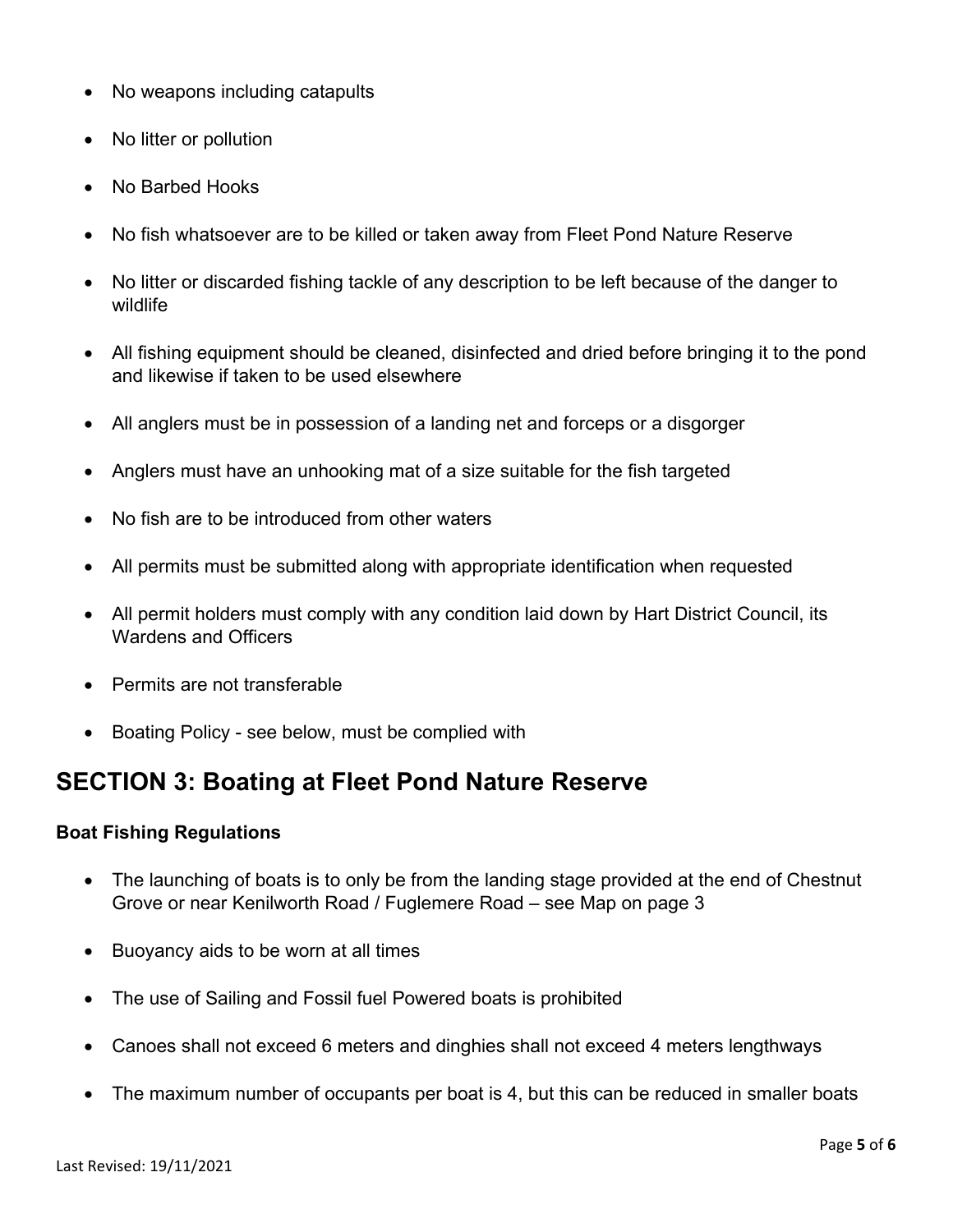- No weapons including catapults
- No litter or pollution
- No Barbed Hooks
- No fish whatsoever are to be killed or taken away from Fleet Pond Nature Reserve
- No litter or discarded fishing tackle of any description to be left because of the danger to wildlife
- All fishing equipment should be cleaned, disinfected and dried before bringing it to the pond and likewise if taken to be used elsewhere
- All anglers must be in possession of a landing net and forceps or a disgorger
- Anglers must have an unhooking mat of a size suitable for the fish targeted
- No fish are to be introduced from other waters
- All permits must be submitted along with appropriate identification when requested
- All permit holders must comply with any condition laid down by Hart District Council, its Wardens and Officers
- Permits are not transferable
- Boating Policy - see below, must be complied with

## SECTION 3: Boating at Fleet Pond Nature Reserve

**Boat Fishing Regulations**

- The launching of boats is to only be from the landing stage provided at the end of Chestnut Grove or near Kenilworth Road / Fuglemere Road – see Map on page 3
- Buoyancy aids to be worn at all times
- The use of Sailing and Fossil fuel Powered boats is prohibited
- Canoes shall not exceed 6 meters and dinghies shall not exceed 4 meters lengthways
- The maximum number of occupants per boat is 4, but this can be reduced in smaller boats

Last Revised: 19/11/2021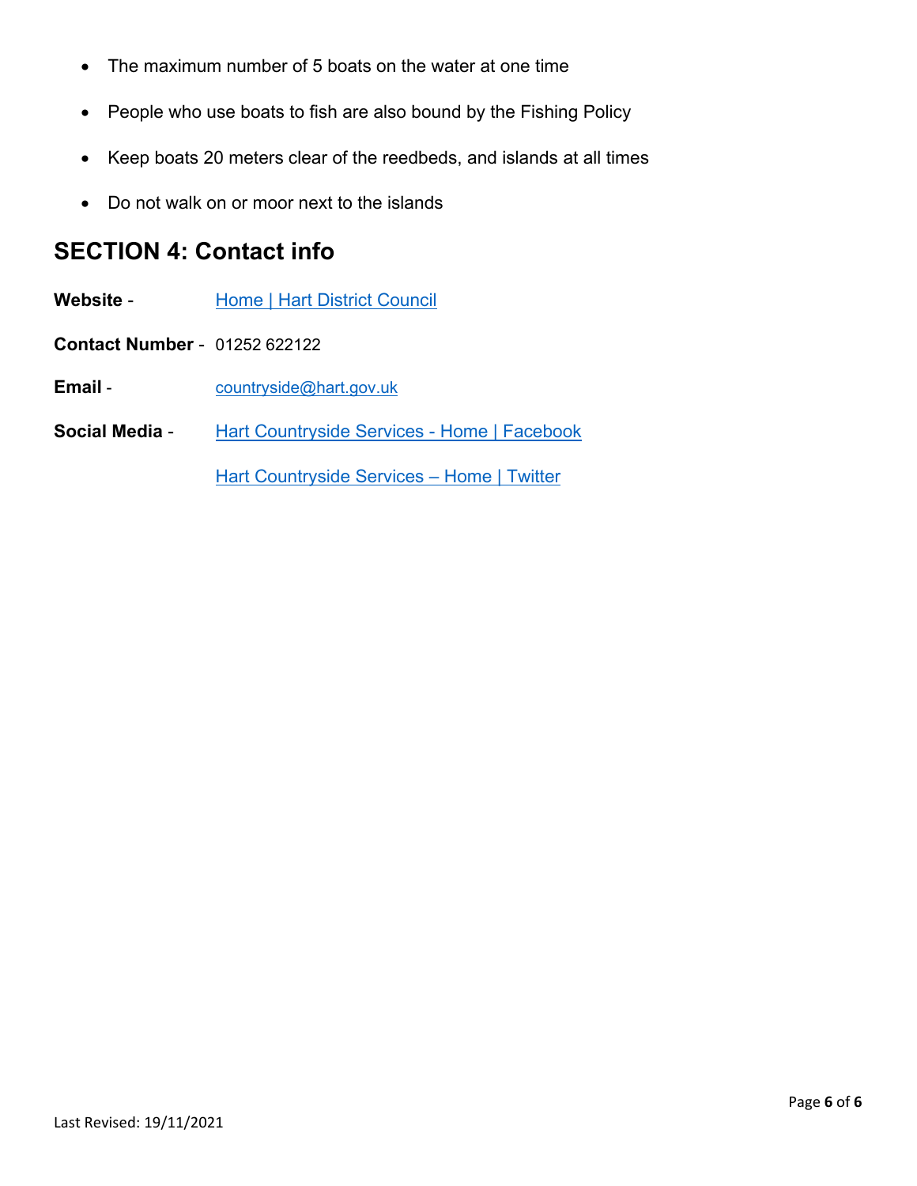- The maximum number of 5 boats on the water at one time
- People who use boats to fish are also bound by the Fishing Policy
- Keep boats 20 meters clear of the reedbeds, and islands at all times
- Do not walk on or moor next to the islands

## SECTION 4: Contact info

**Website** - Home | Hart District Council

**Contact Number** - 01252 622122

**Email** - countryside@hart.gov.uk

**Social Media** - Hart Countryside Services - Home | Facebook

Hart Countryside Services – Home | Twitter

Last Revised: 19/11/2021